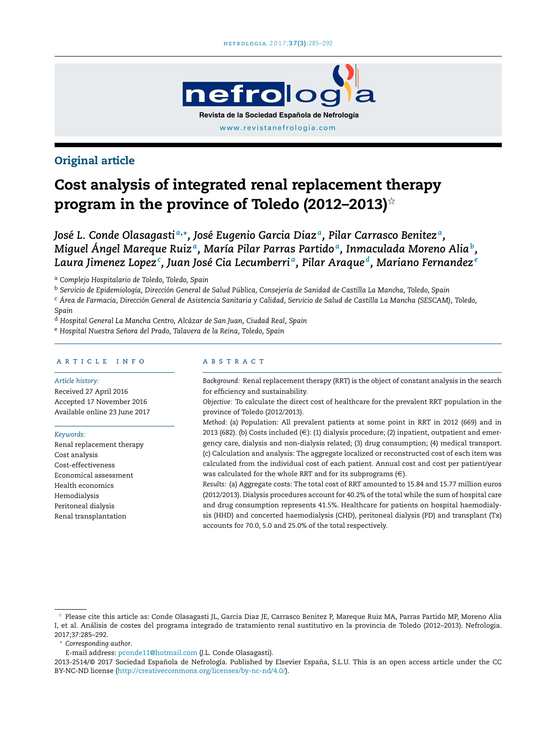Original article

# Cost analysis of integrated renal replacement therapy program in the province of Toledo (2012–2013)☆

*José L. Conde Olasagasti*[a,*], *José Eugenio Garcia Diaz*[a], *Pilar Carrasco Benitez*[a], *Miguel Ángel Mareque Ruiz*[a], *María Pilar Parras Partido*[a], *Inmaculada Moreno Alia*[b], *Laura Jimenez Lopez*[c], *Juan José Cia Lecumberri*[a], *Pilar Araque*[d], *Mariano Fernandez*[e]

[a] *Complejo Hospitalario de Toledo, Toledo, Spain*

[b] *Servicio de Epidemiología, Dirección General de Salud Pública, Consejería de Sanidad de Castilla La Mancha, Toledo, Spain*

[c] *Área de Farmacia, Dirección General de Asistencia Sanitaria y Calidad, Servicio de Salud de Castilla La Mancha (SESCAM), Toledo, Spain*

[d] *Hospital General La Mancha Centro, Alcázar de San Juan, Ciudad Real, Spain*

[e] *Hospital Nuestra Señora del Prado, Talavera de la Reina, Toledo, Spain*

## ARTICLE INFO

*Article history:*
Received 27 April 2016
Accepted 17 November 2016
Available online 23 June 2017

*Keywords:*
Renal replacement therapy
Cost analysis
Cost-effectiveness
Economical assessment
Health economics
Hemodialysis
Peritoneal dialysis
Renal transplantation

## ABSTRACT

*Background:* Renal replacement therapy (RRT) is the object of constant analysis in the search for efficiency and sustainability.

*Objective:* To calculate the direct cost of healthcare for the prevalent RRT population in the province of Toledo (2012/2013).

*Method:* (a) Population: All prevalent patients at some point in RRT in 2012 (669) and in 2013 (682). (b) Costs included (€): (1) dialysis procedure; (2) inpatient, outpatient and emergency care, dialysis and non-dialysis related; (3) drug consumption; (4) medical transport. (c) Calculation and analysis: The aggregate localized or reconstructed cost of each item was calculated from the individual cost of each patient. Annual cost and cost per patient/year was calculated for the whole RRT and for its subprograms (€).

*Results:* (a) Aggregate costs: The total cost of RRT amounted to 15.84 and 15.77 million euros (2012/2013). Dialysis procedures account for 40.2% of the total while the sum of hospital care and drug consumption represents 41.5%. Healthcare for patients on hospital haemodialysis (HHD) and concerted haemodialysis (CHD), peritoneal dialysis (PD) and transplant (Tx) accounts for 70.0, 5.0 and 25.0% of the total respectively.

☆ Please cite this article as: Conde Olasagasti JL, Garcia Diaz JE, Carrasco Benitez P, Mareque Ruiz MA, Parras Partido MP, Moreno Alia I, et al. Análisis de costes del programa integrado de tratamiento renal sustitutivo en la provincia de Toledo (2012–2013). Nefrologia. 2017;37:285–292.

* *Corresponding author.*
E-mail address: pconde11@hotmail.com (J.L. Conde Olasagasti).

2013-2514/© 2017 Sociedad Española de Nefrología. Published by Elsevier España, S.L.U. This is an open access article under the CC BY-NC-ND license (http://creativecommons.org/licenses/by-nc-nd/4.0/).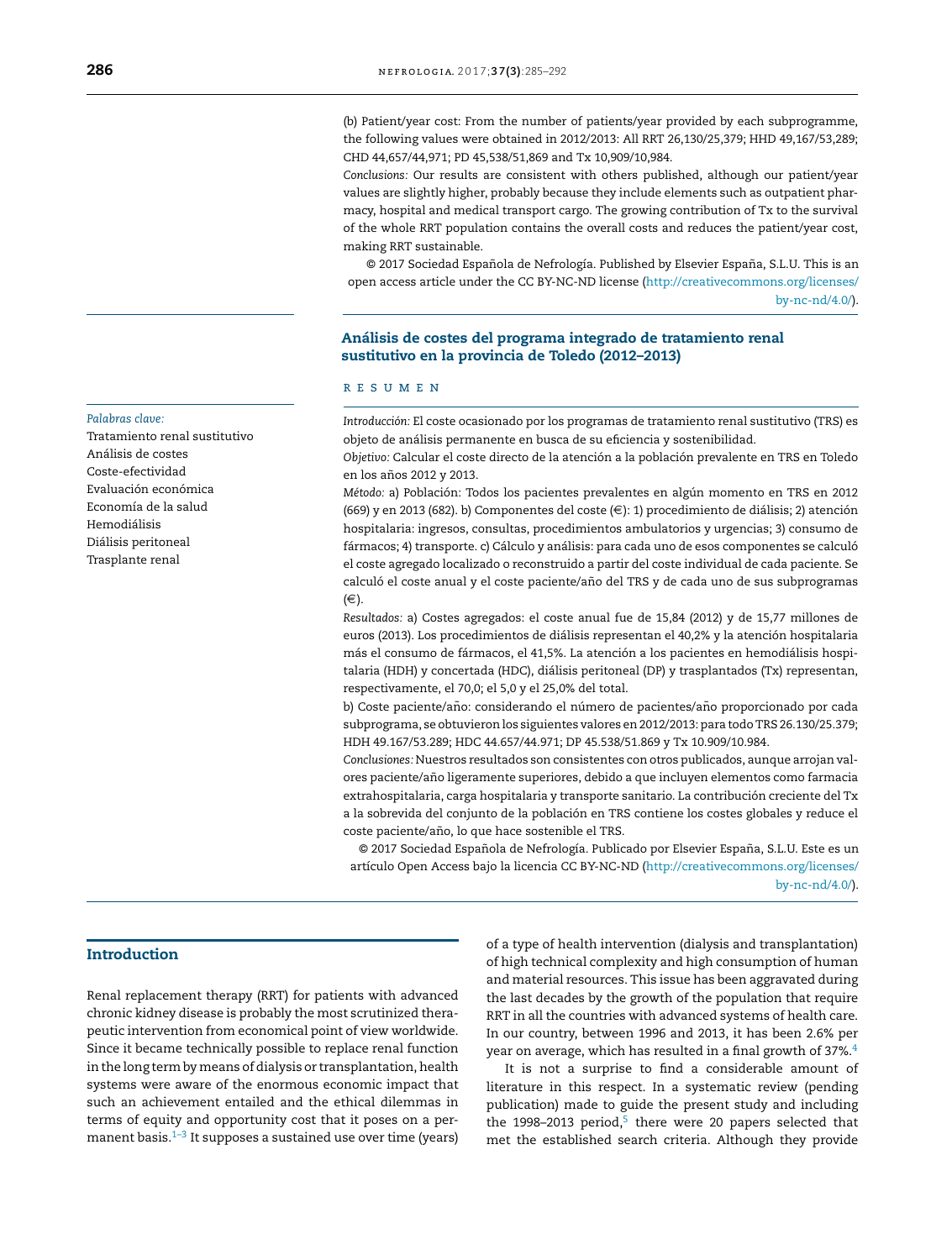(b) Patient/year cost: From the number of patients/year provided by each subprogramme, the following values were obtained in 2012/2013: All RRT 26,130/25,379; HHD 49,167/53,289; CHD 44,657/44,971; PD 45,538/51,869 and Tx 10,909/10,984.

*Conclusions:* Our results are consistent with others published, although our patient/year values are slightly higher, probably because they include elements such as outpatient pharmacy, hospital and medical transport cargo. The growing contribution of Tx to the survival of the whole RRT population contains the overall costs and reduces the patient/year cost, making RRT sustainable.

© 2017 Sociedad Española de Nefrología. Published by Elsevier España, S.L.U. This is an open access article under the CC BY-NC-ND license (http://creativecommons.org/licenses/by-nc-nd/4.0/).

## Análisis de costes del programa integrado de tratamiento renal sustitutivo en la provincia de Toledo (2012–2013)

*Palabras clave:*
Tratamiento renal sustitutivo
Análisis de costes
Coste-efectividad
Evaluación económica
Economía de la salud
Hemodiálisis
Diálisis peritoneal
Trasplante renal

### RESUMEN

*Introducción:* El coste ocasionado por los programas de tratamiento renal sustitutivo (TRS) es objeto de análisis permanente en busca de su eficiencia y sostenibilidad.

*Objetivo:* Calcular el coste directo de la atención a la población prevalente en TRS en Toledo en los años 2012 y 2013.

*Método:* a) Población: Todos los pacientes prevalentes en algún momento en TRS en 2012 (669) y en 2013 (682). b) Componentes del coste (€): 1) procedimiento de diálisis; 2) atención hospitalaria: ingresos, consultas, procedimientos ambulatorios y urgencias; 3) consumo de fármacos; 4) transporte. c) Cálculo y análisis: para cada uno de esos componentes se calculó el coste agregado localizado o reconstruido a partir del coste individual de cada paciente. Se calculó el coste anual y el coste paciente/año del TRS y de cada uno de sus subprogramas (€).

*Resultados:* a) Costes agregados: el coste anual fue de 15,84 (2012) y de 15,77 millones de euros (2013). Los procedimientos de diálisis representan el 40,2% y la atención hospitalaria más el consumo de fármacos, el 41,5%. La atención a los pacientes en hemodiálisis hospitalaria (HDH) y concertada (HDC), diálisis peritoneal (DP) y trasplantados (Tx) representan, respectivamente, el 70,0; el 5,0 y el 25,0% del total.

b) Coste paciente/año: considerando el número de pacientes/año proporcionado por cada subprograma, se obtuvieron los siguientes valores en 2012/2013: para todo TRS 26.130/25.379; HDH 49.167/53.289; HDC 44.657/44.971; DP 45.538/51.869 y Tx 10.909/10.984.

*Conclusiones:* Nuestros resultados son consistentes con otros publicados, aunque arrojan valores paciente/año ligeramente superiores, debido a que incluyen elementos como farmacia extrahospitalaria, carga hospitalaria y transporte sanitario. La contribución creciente del Tx a la sobrevida del conjunto de la población en TRS contiene los costes globales y reduce el coste paciente/año, lo que hace sostenible el TRS.

© 2017 Sociedad Española de Nefrología. Publicado por Elsevier España, S.L.U. Este es un artículo Open Access bajo la licencia CC BY-NC-ND (http://creativecommons.org/licenses/by-nc-nd/4.0/).

## Introduction

Renal replacement therapy (RRT) for patients with advanced chronic kidney disease is probably the most scrutinized therapeutic intervention from economical point of view worldwide. Since it became technically possible to replace renal function in the long term by means of dialysis or transplantation, health systems were aware of the enormous economic impact that such an achievement entailed and the ethical dilemmas in terms of equity and opportunity cost that it poses on a permanent basis.[1–3] It supposes a sustained use over time (years) of a type of health intervention (dialysis and transplantation) of high technical complexity and high consumption of human and material resources. This issue has been aggravated during the last decades by the growth of the population that require RRT in all the countries with advanced systems of health care. In our country, between 1996 and 2013, it has been 2.6% per year on average, which has resulted in a final growth of 37%.[4]

It is not a surprise to find a considerable amount of literature in this respect. In a systematic review (pending publication) made to guide the present study and including the 1998–2013 period,[5] there were 20 papers selected that met the established search criteria. Although they provide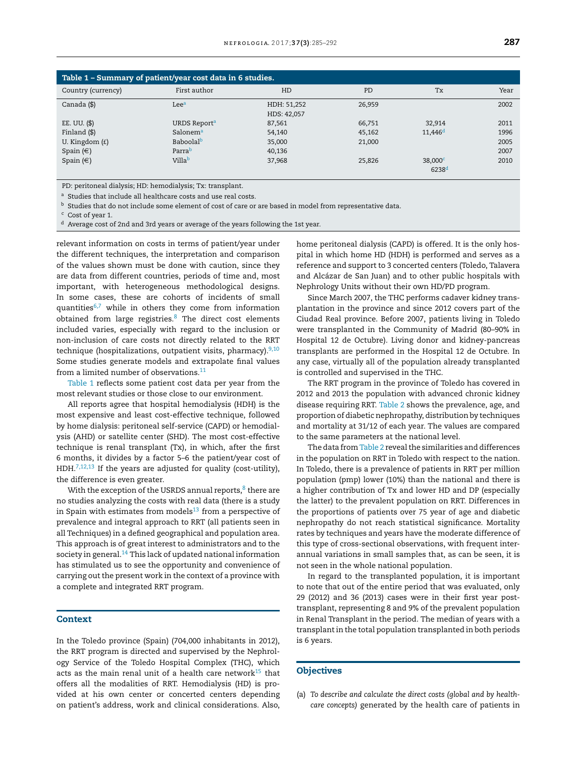**Table 1 – Summary of patient/year cost data in 6 studies.**

| Country (currency) | First author | HD | PD | Tx | Year |
|---|---|---|---|---|---|
| Canada ($) | Lee[a] | HDH: 51,252<br>HDS: 42,057 | 26,959 | | 2002 |
| EE. UU. ($) | URDS Report[a] | 87,561 | 66,751 | 32,914 | 2011 |
| Finland ($) | Salonem[a] | 54,140 | 45,162 | 11,446[d] | 1996 |
| U. Kingdom (£) | Baboolal[b] | 35,000 | 21,000 | | 2005 |
| Spain (€) | Parra[b] | 40,136 | | | 2007 |
| Spain (€) | Villa[b] | 37,968 | 25,826 | 38,000[c]<br>6238[d] | 2010 |

PD: peritoneal dialysis; HD: hemodialysis; Tx: transplant.

[a] Studies that include all healthcare costs and use real costs.

[b] Studies that do not include some element of cost of care or are based in model from representative data.

[c] Cost of year 1.

[d] Average cost of 2nd and 3rd years or average of the years following the 1st year.

relevant information on costs in terms of patient/year under the different techniques, the interpretation and comparison of the values shown must be done with caution, since they are data from different countries, periods of time and, most important, with heterogeneous methodological designs. In some cases, these are cohorts of incidents of small quantities[6,7] while in others they come from information obtained from large registries.[8] The direct cost elements included varies, especially with regard to the inclusion or non-inclusion of care costs not directly related to the RRT technique (hospitalizations, outpatient visits, pharmacy).[9,10] Some studies generate models and extrapolate final values from a limited number of observations.[11]

Table 1 reflects some patient cost data per year from the most relevant studies or those close to our environment.

All reports agree that hospital hemodialysis (HDH) is the most expensive and least cost-effective technique, followed by home dialysis: peritoneal self-service (CAPD) or hemodialysis (AHD) or satellite center (SHD). The most cost-effective technique is renal transplant (Tx), in which, after the first 6 months, it divides by a factor 5–6 the patient/year cost of HDH.[7,12,13] If the years are adjusted for quality (cost-utility), the difference is even greater.

With the exception of the USRDS annual reports,[8] there are no studies analyzing the costs with real data (there is a study in Spain with estimates from models[13] from a perspective of prevalence and integral approach to RRT (all patients seen in all Techniques) in a defined geographical and population area. This approach is of great interest to administrators and to the society in general.[14] This lack of updated national information has stimulated us to see the opportunity and convenience of carrying out the present work in the context of a province with a complete and integrated RRT program.

## Context

In the Toledo province (Spain) (704,000 inhabitants in 2012), the RRT program is directed and supervised by the Nephrology Service of the Toledo Hospital Complex (THC), which acts as the main renal unit of a health care network[15] that offers all the modalities of RRT. Hemodialysis (HD) is provided at his own center or concerted centers depending on patient's address, work and clinical considerations. Also, home peritoneal dialysis (CAPD) is offered. It is the only hospital in which home HD (HDH) is performed and serves as a reference and support to 3 concerted centers (Toledo, Talavera and Alcázar de San Juan) and to other public hospitals with Nephrology Units without their own HD/PD program.

Since March 2007, the THC performs cadaver kidney transplantation in the province and since 2012 covers part of the Ciudad Real province. Before 2007, patients living in Toledo were transplanted in the Community of Madrid (80–90% in Hospital 12 de Octubre). Living donor and kidney-pancreas transplants are performed in the Hospital 12 de Octubre. In any case, virtually all of the population already transplanted is controlled and supervised in the THC.

The RRT program in the province of Toledo has covered in 2012 and 2013 the population with advanced chronic kidney disease requiring RRT. Table 2 shows the prevalence, age, and proportion of diabetic nephropathy, distribution by techniques and mortality at 31/12 of each year. The values are compared to the same parameters at the national level.

The data from Table 2 reveal the similarities and differences in the population on RRT in Toledo with respect to the nation. In Toledo, there is a prevalence of patients in RRT per million population (pmp) lower (10%) than the national and there is a higher contribution of Tx and lower HD and DP (especially the latter) to the prevalent population on RRT. Differences in the proportions of patients over 75 year of age and diabetic nephropathy do not reach statistical significance. Mortality rates by techniques and years have the moderate difference of this type of cross-sectional observations, with frequent interannual variations in small samples that, as can be seen, it is not seen in the whole national population.

In regard to the transplanted population, it is important to note that out of the entire period that was evaluated, only 29 (2012) and 36 (2013) cases were in their first year post-transplant, representing 8 and 9% of the prevalent population in Renal Transplant in the period. The median of years with a transplant in the total population transplanted in both periods is 6 years.

## Objectives

(a) *To describe and calculate the direct costs (global and by health-care concepts)* generated by the health care of patients in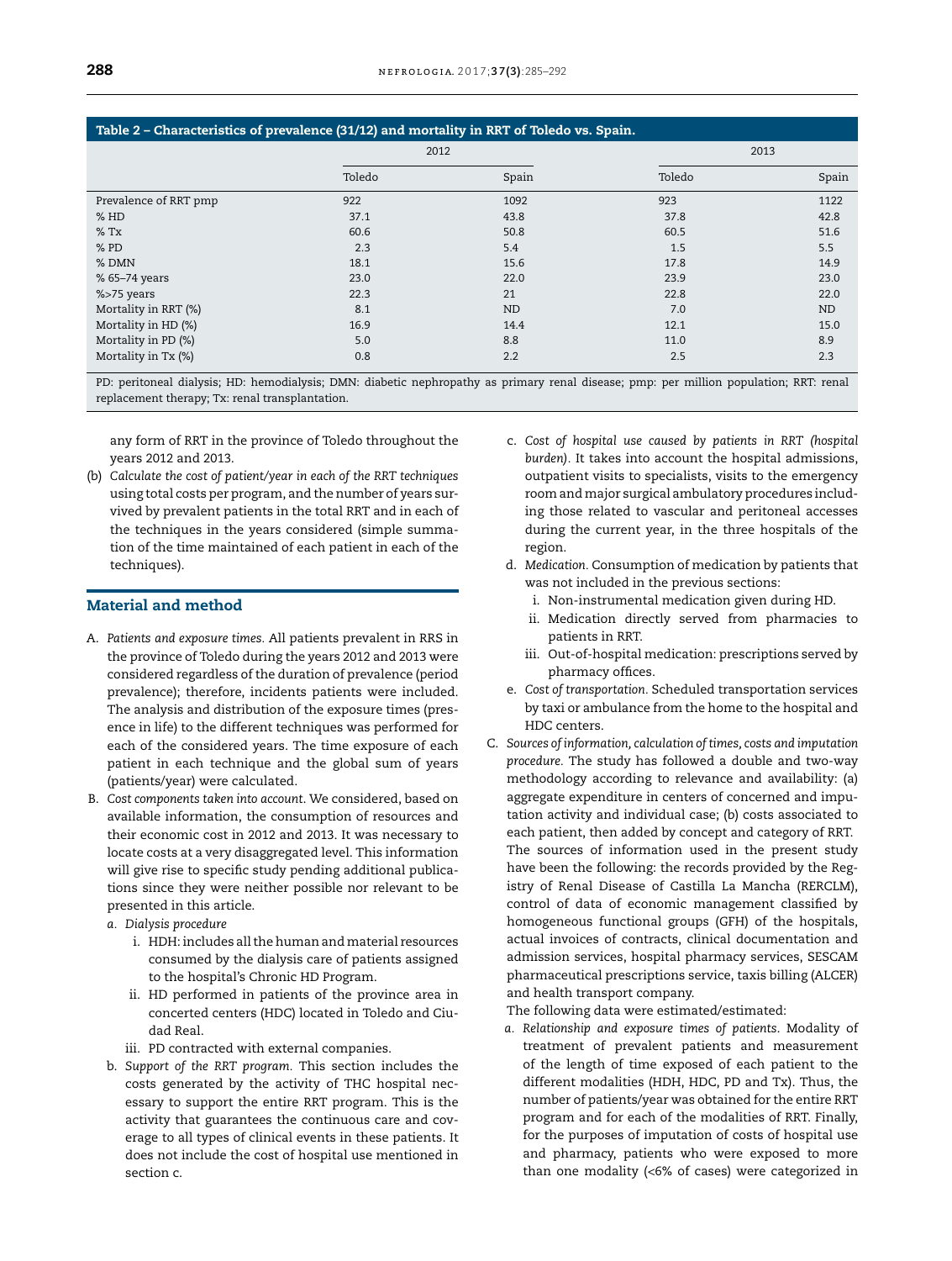**Table 2 – Characteristics of prevalence (31/12) and mortality in RRT of Toledo vs. Spain.**

| | 2012 | | 2013 | |
|---|---|---|---|---|
| | Toledo | Spain | Toledo | Spain |
| Prevalence of RRT pmp | 922 | 1092 | 923 | 1122 |
| % HD | 37.1 | 43.8 | 37.8 | 42.8 |
| % Tx | 60.6 | 50.8 | 60.5 | 51.6 |
| % PD | 2.3 | 5.4 | 1.5 | 5.5 |
| % DMN | 18.1 | 15.6 | 17.8 | 14.9 |
| % 65–74 years | 23.0 | 22.0 | 23.9 | 23.0 |
| %>75 years | 22.3 | 21 | 22.8 | 22.0 |
| Mortality in RRT (%) | 8.1 | ND | 7.0 | ND |
| Mortality in HD (%) | 16.9 | 14.4 | 12.1 | 15.0 |
| Mortality in PD (%) | 5.0 | 8.8 | 11.0 | 8.9 |
| Mortality in Tx (%) | 0.8 | 2.2 | 2.5 | 2.3 |

PD: peritoneal dialysis; HD: hemodialysis; DMN: diabetic nephropathy as primary renal disease; pmp: per million population; RRT: renal replacement therapy; Tx: renal transplantation.

any form of RRT in the province of Toledo throughout the years 2012 and 2013.

(b) *Calculate the cost of patient/year in each of the RRT techniques* using total costs per program, and the number of years survived by prevalent patients in the total RRT and in each of the techniques in the years considered (simple summation of the time maintained of each patient in each of the techniques).

## Material and method

A. *Patients and exposure times.* All patients prevalent in RRS in the province of Toledo during the years 2012 and 2013 were considered regardless of the duration of prevalence (period prevalence); therefore, incidents patients were included. The analysis and distribution of the exposure times (presence in life) to the different techniques was performed for each of the considered years. The time exposure of each patient in each technique and the global sum of years (patients/year) were calculated.

B. *Cost components taken into account.* We considered, based on available information, the consumption of resources and their economic cost in 2012 and 2013. It was necessary to locate costs at a very disaggregated level. This information will give rise to specific study pending additional publications since they were neither possible nor relevant to be presented in this article.

   a. *Dialysis procedure*
      i. HDH: includes all the human and material resources consumed by the dialysis care of patients assigned to the hospital's Chronic HD Program.
      ii. HD performed in patients of the province area in concerted centers (HDC) located in Toledo and Ciudad Real.
      iii. PD contracted with external companies.

   b. *Support of the RRT program.* This section includes the costs generated by the activity of THC hospital necessary to support the entire RRT program. This is the activity that guarantees the continuous care and coverage to all types of clinical events in these patients. It does not include the cost of hospital use mentioned in section c.

   c. *Cost of hospital use caused by patients in RRT (hospital burden).* It takes into account the hospital admissions, outpatient visits to specialists, visits to the emergency room and major surgical ambulatory procedures including those related to vascular and peritoneal accesses during the current year, in the three hospitals of the region.

   d. *Medication.* Consumption of medication by patients that was not included in the previous sections:
      i. Non-instrumental medication given during HD.
      ii. Medication directly served from pharmacies to patients in RRT.
      iii. Out-of-hospital medication: prescriptions served by pharmacy offices.

   e. *Cost of transportation.* Scheduled transportation services by taxi or ambulance from the home to the hospital and HDC centers.

C. *Sources of information, calculation of times, costs and imputation procedure.* The study has followed a double and two-way methodology according to relevance and availability: (a) aggregate expenditure in centers of concerned and imputation activity and individual case; (b) costs associated to each patient, then added by concept and category of RRT. The sources of information used in the present study have been the following: the records provided by the Registry of Renal Disease of Castilla La Mancha (RERCLM), control of data of economic management classified by homogeneous functional groups (GFH) of the hospitals, actual invoices of contracts, clinical documentation and admission services, hospital pharmacy services, SESCAM pharmaceutical prescriptions service, taxis billing (ALCER) and health transport company.

   The following data were estimated/estimated:

   a. *Relationship and exposure times of patients.* Modality of treatment of prevalent patients and measurement of the length of time exposed of each patient to the different modalities (HDH, HDC, PD and Tx). Thus, the number of patients/year was obtained for the entire RRT program and for each of the modalities of RRT. Finally, for the purposes of imputation of costs of hospital use and pharmacy, patients who were exposed to more than one modality (<6% of cases) were categorized in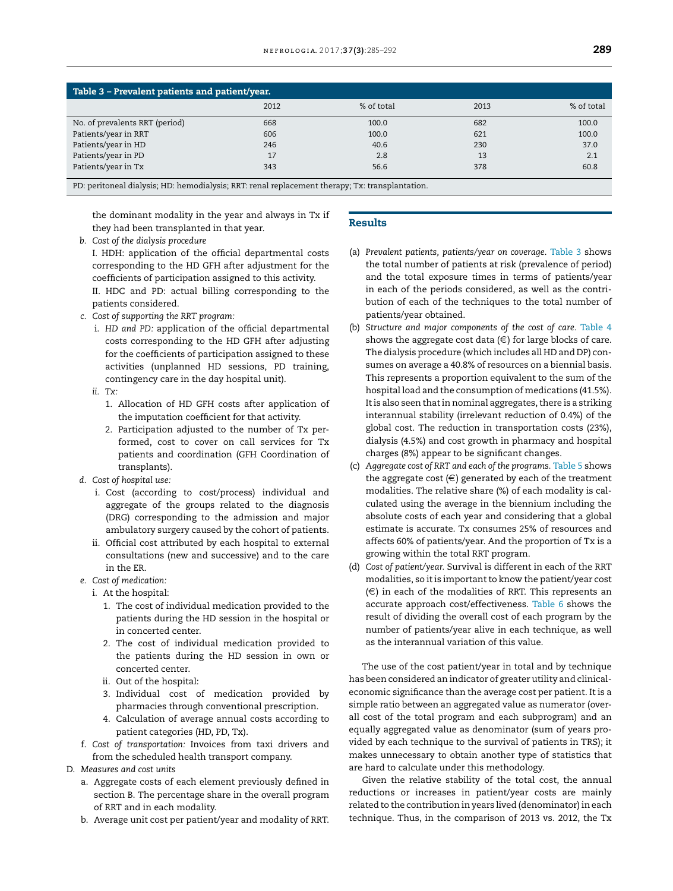**Table 3 – Prevalent patients and patient/year.**

| | 2012 | % of total | 2013 | % of total |
|---|---|---|---|---|
| No. of prevalents RRT (period) | 668 | 100.0 | 682 | 100.0 |
| Patients/year in RRT | 606 | 100.0 | 621 | 100.0 |
| Patients/year in HD | 246 | 40.6 | 230 | 37.0 |
| Patients/year in PD | 17 | 2.8 | 13 | 2.1 |
| Patients/year in Tx | 343 | 56.6 | 378 | 60.8 |

PD: peritoneal dialysis; HD: hemodialysis; RRT: renal replacement therapy; Tx: transplantation.

the dominant modality in the year and always in Tx if they had been transplanted in that year.

b. *Cost of the dialysis procedure*

   I. HDH: application of the official departmental costs corresponding to the HD GFH after adjustment for the coefficients of participation assigned to this activity.

   II. HDC and PD: actual billing corresponding to the patients considered.

c. *Cost of supporting the RRT program:*
   i. *HD and PD:* application of the official departmental costs corresponding to the HD GFH after adjusting for the coefficients of participation assigned to these activities (unplanned HD sessions, PD training, contingency care in the day hospital unit).
   ii. *Tx:*
      1. Allocation of HD GFH costs after application of the imputation coefficient for that activity.
      2. Participation adjusted to the number of Tx performed, cost to cover on call services for Tx patients and coordination (GFH Coordination of transplants).

d. *Cost of hospital use:*
   i. Cost (according to cost/process) individual and aggregate of the groups related to the diagnosis (DRG) corresponding to the admission and major ambulatory surgery caused by the cohort of patients.
   ii. Official cost attributed by each hospital to external consultations (new and successive) and to the care in the ER.

e. *Cost of medication:*
   i. At the hospital:
      1. The cost of individual medication provided to the patients during the HD session in the hospital or in concerted center.
      2. The cost of individual medication provided to the patients during the HD session in own or concerted center.
   ii. Out of the hospital:
      3. Individual cost of medication provided by pharmacies through conventional prescription.
      4. Calculation of average annual costs according to patient categories (HD, PD, Tx).

f. *Cost of transportation:* Invoices from taxi drivers and from the scheduled health transport company.

D. *Measures and cost units*
   a. Aggregate costs of each element previously defined in section B. The percentage share in the overall program of RRT and in each modality.
   b. Average unit cost per patient/year and modality of RRT.

## Results

(a) *Prevalent patients, patients/year on coverage.* Table 3 shows the total number of patients at risk (prevalence of period) and the total exposure times in terms of patients/year in each of the periods considered, as well as the contribution of each of the techniques to the total number of patients/year obtained.

(b) *Structure and major components of the cost of care.* Table 4 shows the aggregate cost data (€) for large blocks of care. The dialysis procedure (which includes all HD and DP) consumes on average a 40.8% of resources on a biennial basis. This represents a proportion equivalent to the sum of the hospital load and the consumption of medications (41.5%). It is also seen that in nominal aggregates, there is a striking interannual stability (irrelevant reduction of 0.4%) of the global cost. The reduction in transportation costs (23%), dialysis (4.5%) and cost growth in pharmacy and hospital charges (8%) appear to be significant changes.

(c) *Aggregate cost of RRT and each of the programs.* Table 5 shows the aggregate cost (€) generated by each of the treatment modalities. The relative share (%) of each modality is calculated using the average in the biennium including the absolute costs of each year and considering that a global estimate is accurate. Tx consumes 25% of resources and affects 60% of patients/year. And the proportion of Tx is a growing within the total RRT program.

(d) *Cost of patient/year.* Survival is different in each of the RRT modalities, so it is important to know the patient/year cost (€) in each of the modalities of RRT. This represents an accurate approach cost/effectiveness. Table 6 shows the result of dividing the overall cost of each program by the number of patients/year alive in each technique, as well as the interannual variation of this value.

The use of the cost patient/year in total and by technique has been considered an indicator of greater utility and clinical-economic significance than the average cost per patient. It is a simple ratio between an aggregated value as numerator (overall cost of the total program and each subprogram) and an equally aggregated value as denominator (sum of years provided by each technique to the survival of patients in TRS); it makes unnecessary to obtain another type of statistics that are hard to calculate under this methodology.

Given the relative stability of the total cost, the annual reductions or increases in patient/year costs are mainly related to the contribution in years lived (denominator) in each technique. Thus, in the comparison of 2013 vs. 2012, the Tx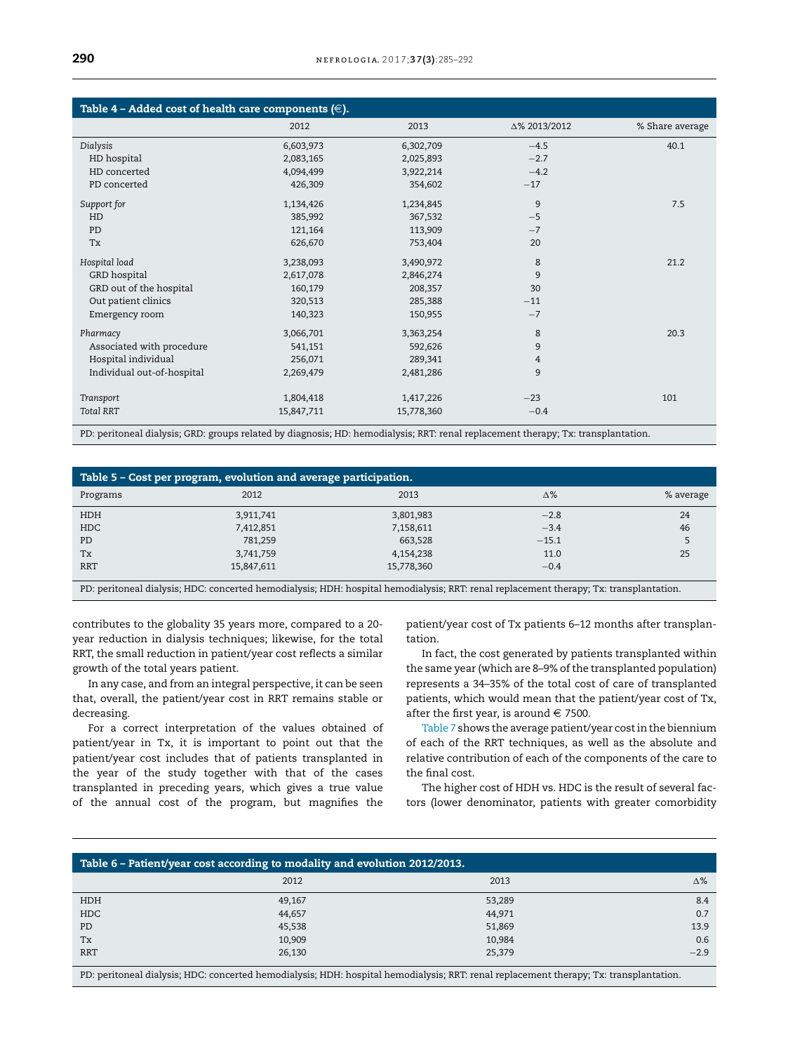**Table 4 – Added cost of health care components (€).**

| | 2012 | 2013 | Δ% 2013/2012 | % Share average |
|---|---|---|---|---|
| *Dialysis* | 6,603,973 | 6,302,709 | −4.5 | 40.1 |
| HD hospital | 2,083,165 | 2,025,893 | −2.7 | |
| HD concerted | 4,094,499 | 3,922,214 | −4.2 | |
| PD concerted | 426,309 | 354,602 | −17 | |
| *Support for* | 1,134,426 | 1,234,845 | 9 | 7.5 |
| HD | 385,992 | 367,532 | −5 | |
| PD | 121,164 | 113,909 | −7 | |
| Tx | 626,670 | 753,404 | 20 | |
| *Hospital load* | 3,238,093 | 3,490,972 | 8 | 21.2 |
| GRD hospital | 2,617,078 | 2,846,274 | 9 | |
| GRD out of the hospital | 160,179 | 208,357 | 30 | |
| Out patient clinics | 320,513 | 285,388 | −11 | |
| Emergency room | 140,323 | 150,955 | −7 | |
| *Pharmacy* | 3,066,701 | 3,363,254 | 8 | 20.3 |
| Associated with procedure | 541,151 | 592,626 | 9 | |
| Hospital individual | 256,071 | 289,341 | 4 | |
| Individual out-of-hospital | 2,269,479 | 2,481,286 | 9 | |
| *Transport* | 1,804,418 | 1,417,226 | −23 | 101 |
| *Total RRT* | 15,847,711 | 15,778,360 | −0.4 | |

PD: peritoneal dialysis; GRD: groups related by diagnosis; HD: hemodialysis; RRT: renal replacement therapy; Tx: transplantation.

**Table 5 – Cost per program, evolution and average participation.**

| Programs | 2012 | 2013 | Δ% | % average |
|---|---|---|---|---|
| HDH | 3,911,741 | 3,801,983 | −2.8 | 24 |
| HDC | 7,412,851 | 7,158,611 | −3.4 | 46 |
| PD | 781,259 | 663,528 | −15.1 | 5 |
| Tx | 3,741,759 | 4,154,238 | 11.0 | 25 |
| RRT | 15,847,611 | 15,778,360 | −0.4 | |

PD: peritoneal dialysis; HDC: concerted hemodialysis; HDH: hospital hemodialysis; RRT: renal replacement therapy; Tx: transplantation.

contributes to the globality 35 years more, compared to a 20-year reduction in dialysis techniques; likewise, for the total RRT, the small reduction in patient/year cost reflects a similar growth of the total years patient.

In any case, and from an integral perspective, it can be seen that, overall, the patient/year cost in RRT remains stable or decreasing.

For a correct interpretation of the values obtained of patient/year in Tx, it is important to point out that the patient/year cost includes that of patients transplanted in the year of the study together with that of the cases transplanted in preceding years, which gives a true value of the annual cost of the program, but magnifies the patient/year cost of Tx patients 6–12 months after transplantation.

In fact, the cost generated by patients transplanted within the same year (which are 8–9% of the transplanted population) represents a 34–35% of the total cost of care of transplanted patients, which would mean that the patient/year cost of Tx, after the first year, is around € 7500.

Table 7 shows the average patient/year cost in the biennium of each of the RRT techniques, as well as the absolute and relative contribution of each of the components of the care to the final cost.

The higher cost of HDH vs. HDC is the result of several factors (lower denominator, patients with greater comorbidity

**Table 6 – Patient/year cost according to modality and evolution 2012/2013.**

| | 2012 | 2013 | Δ% |
|---|---|---|---|
| HDH | 49,167 | 53,289 | 8.4 |
| HDC | 44,657 | 44,971 | 0.7 |
| PD | 45,538 | 51,869 | 13.9 |
| Tx | 10,909 | 10,984 | 0.6 |
| RRT | 26,130 | 25,379 | −2.9 |

PD: peritoneal dialysis; HDC: concerted hemodialysis; HDH: hospital hemodialysis; RRT: renal replacement therapy; Tx: transplantation.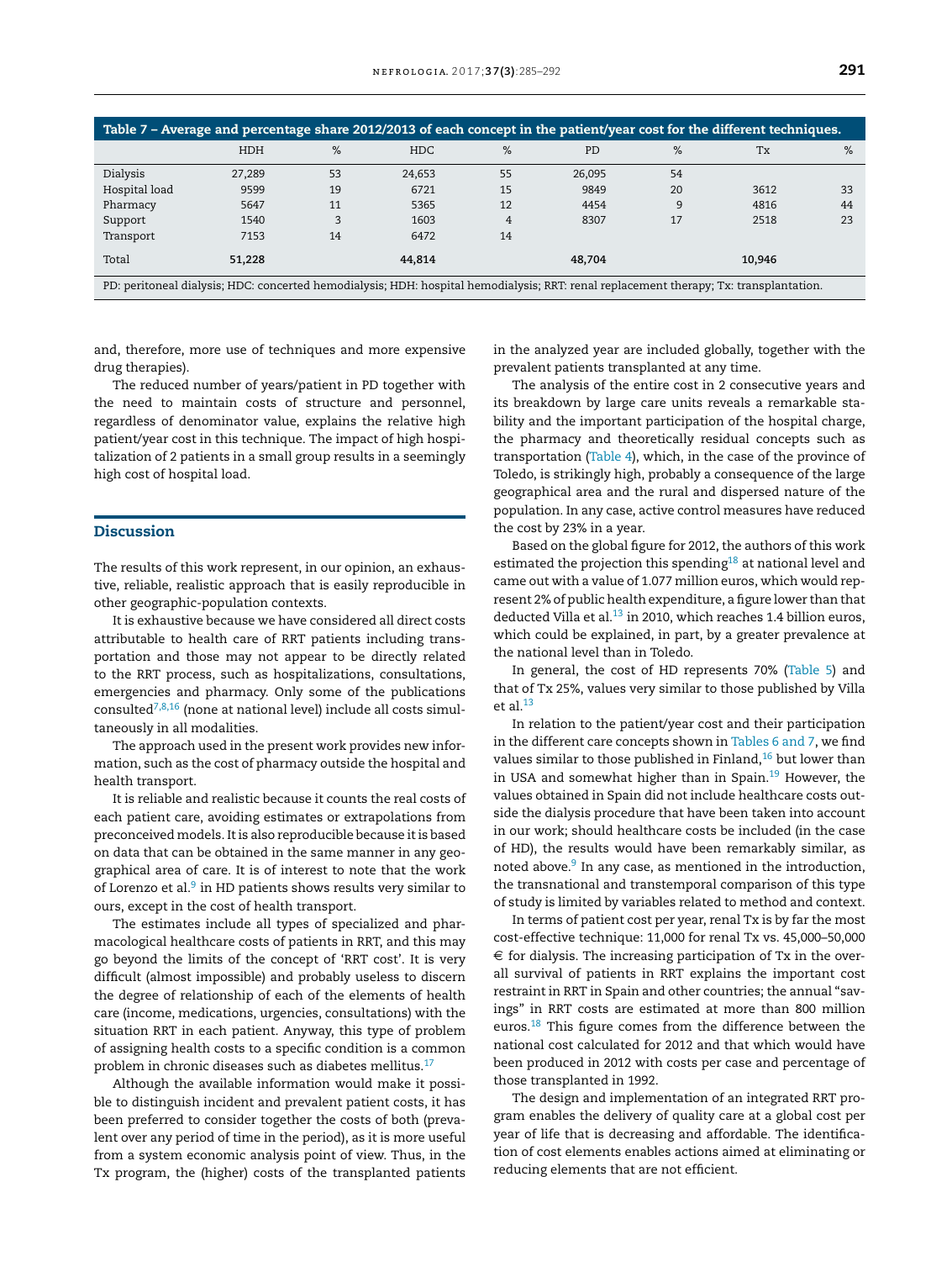**Table 7 – Average and percentage share 2012/2013 of each concept in the patient/year cost for the different techniques.**

| | HDH | % | HDC | % | PD | % | Tx | % |
|---|---|---|---|---|---|---|---|---|
| Dialysis | 27,289 | 53 | 24,653 | 55 | 26,095 | 54 | | |
| Hospital load | 9599 | 19 | 6721 | 15 | 9849 | 20 | 3612 | 33 |
| Pharmacy | 5647 | 11 | 5365 | 12 | 4454 | 9 | 4816 | 44 |
| Support | 1540 | 3 | 1603 | 4 | 8307 | 17 | 2518 | 23 |
| Transport | 7153 | 14 | 6472 | 14 | | | | |
| Total | **51,228** | | **44,814** | | **48,704** | | **10,946** | |

PD: peritoneal dialysis; HDC: concerted hemodialysis; HDH: hospital hemodialysis; RRT: renal replacement therapy; Tx: transplantation.

and, therefore, more use of techniques and more expensive drug therapies).

The reduced number of years/patient in PD together with the need to maintain costs of structure and personnel, regardless of denominator value, explains the relative high patient/year cost in this technique. The impact of high hospitalization of 2 patients in a small group results in a seemingly high cost of hospital load.

## Discussion

The results of this work represent, in our opinion, an exhaustive, reliable, realistic approach that is easily reproducible in other geographic-population contexts.

It is exhaustive because we have considered all direct costs attributable to health care of RRT patients including transportation and those may not appear to be directly related to the RRT process, such as hospitalizations, consultations, emergencies and pharmacy. Only some of the publications consulted[7,8,16] (none at national level) include all costs simultaneously in all modalities.

The approach used in the present work provides new information, such as the cost of pharmacy outside the hospital and health transport.

It is reliable and realistic because it counts the real costs of each patient care, avoiding estimates or extrapolations from preconceived models. It is also reproducible because it is based on data that can be obtained in the same manner in any geographical area of care. It is of interest to note that the work of Lorenzo et al.[9] in HD patients shows results very similar to ours, except in the cost of health transport.

The estimates include all types of specialized and pharmacological healthcare costs of patients in RRT, and this may go beyond the limits of the concept of 'RRT cost'. It is very difficult (almost impossible) and probably useless to discern the degree of relationship of each of the elements of health care (income, medications, urgencies, consultations) with the situation RRT in each patient. Anyway, this type of problem of assigning health costs to a specific condition is a common problem in chronic diseases such as diabetes mellitus.[17]

Although the available information would make it possible to distinguish incident and prevalent patient costs, it has been preferred to consider together the costs of both (prevalent over any period of time in the period), as it is more useful from a system economic analysis point of view. Thus, in the Tx program, the (higher) costs of the transplanted patients in the analyzed year are included globally, together with the prevalent patients transplanted at any time.

The analysis of the entire cost in 2 consecutive years and its breakdown by large care units reveals a remarkable stability and the important participation of the hospital charge, the pharmacy and theoretically residual concepts such as transportation (Table 4), which, in the case of the province of Toledo, is strikingly high, probably a consequence of the large geographical area and the rural and dispersed nature of the population. In any case, active control measures have reduced the cost by 23% in a year.

Based on the global figure for 2012, the authors of this work estimated the projection this spending[18] at national level and came out with a value of 1.077 million euros, which would represent 2% of public health expenditure, a figure lower than that deducted Villa et al.[13] in 2010, which reaches 1.4 billion euros, which could be explained, in part, by a greater prevalence at the national level than in Toledo.

In general, the cost of HD represents 70% (Table 5) and that of Tx 25%, values very similar to those published by Villa et al.[13]

In relation to the patient/year cost and their participation in the different care concepts shown in Tables 6 and 7, we find values similar to those published in Finland,[16] but lower than in USA and somewhat higher than in Spain.[19] However, the values obtained in Spain did not include healthcare costs outside the dialysis procedure that have been taken into account in our work; should healthcare costs be included (in the case of HD), the results would have been remarkably similar, as noted above.[9] In any case, as mentioned in the introduction, the transnational and transtemporal comparison of this type of study is limited by variables related to method and context.

In terms of patient cost per year, renal Tx is by far the most cost-effective technique: 11,000 for renal Tx vs. 45,000–50,000 € for dialysis. The increasing participation of Tx in the overall survival of patients in RRT explains the important cost restraint in RRT in Spain and other countries; the annual "savings" in RRT costs are estimated at more than 800 million euros.[18] This figure comes from the difference between the national cost calculated for 2012 and that which would have been produced in 2012 with costs per case and percentage of those transplanted in 1992.

The design and implementation of an integrated RRT program enables the delivery of quality care at a global cost per year of life that is decreasing and affordable. The identification of cost elements enables actions aimed at eliminating or reducing elements that are not efficient.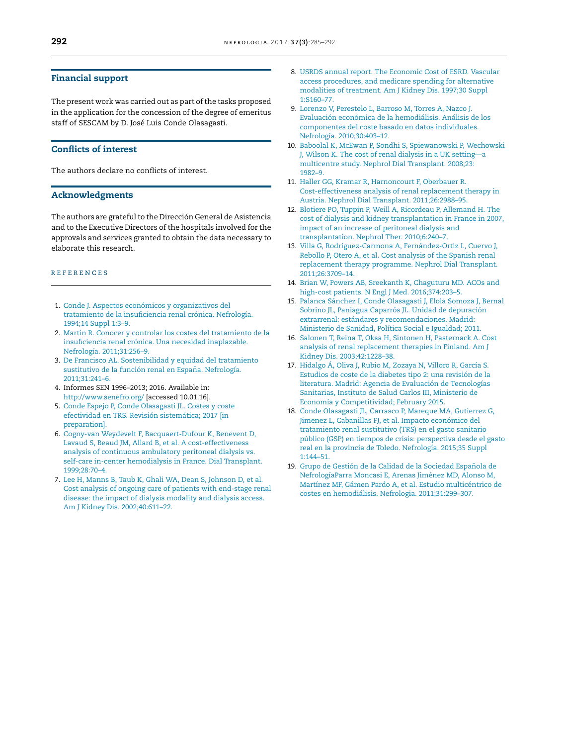## Financial support

The present work was carried out as part of the tasks proposed in the application for the concession of the degree of emeritus staff of SESCAM by D. José Luis Conde Olasagasti.

## Conflicts of interest

The authors declare no conflicts of interest.

## Acknowledgments

The authors are grateful to the Dirección General de Asistencia and to the Executive Directors of the hospitals involved for the approvals and services granted to obtain the data necessary to elaborate this research.

## REFERENCES

1. Conde J. Aspectos económicos y organizativos del tratamiento de la insuficiencia renal crónica. Nefrología. 1994;14 Suppl 1:3–9.
2. Martin R. Conocer y controlar los costes del tratamiento de la insuficiencia renal crónica. Una necesidad inaplazable. Nefrología. 2011;31:256–9.
3. De Francisco AL. Sostenibilidad y equidad del tratamiento sustitutivo de la función renal en España. Nefrología. 2011;31:241–6.
4. Informes SEN 1996–2013; 2016. Available in: http://www.senefro.org/ [accessed 10.01.16].
5. Conde Espejo P, Conde Olasagasti JL. Costes y coste efectividad en TRS. Revisión sistemática; 2017 [in preparation].
6. Cogny-van Weydevelt F, Bacquaert-Dufour K, Benevent D, Lavaud S, Beaud JM, Allard B, et al. A cost-effectiveness analysis of continuous ambulatory peritoneal dialysis vs. self-care in-center hemodialysis in France. Dial Transplant. 1999;28:70–4.
7. Lee H, Manns B, Taub K, Ghali WA, Dean S, Johnson D, et al. Cost analysis of ongoing care of patients with end-stage renal disease: the impact of dialysis modality and dialysis access. Am J Kidney Dis. 2002;40:611–22.
8. USRDS annual report. The Economic Cost of ESRD. Vascular access procedures, and medicare spending for alternative modalities of treatment. Am J Kidney Dis. 1997;30 Suppl 1:S160–77.
9. Lorenzo V, Perestelo L, Barroso M, Torres A, Nazco J. Evaluación económica de la hemodiálisis. Análisis de los componentes del coste basado en datos individuales. Nefrología. 2010;30:403–12.
10. Baboolal K, McEwan P, Sondhi S, Spiewanowski P, Wechowski J, Wilson K. The cost of renal dialysis in a UK setting—a multicentre study. Nephrol Dial Transplant. 2008;23:1982–9.
11. Haller GG, Kramar R, Harnoncourt F, Oberbauer R. Cost-effectiveness analysis of renal replacement therapy in Austria. Nephrol Dial Transplant. 2011;26:2988–95.
12. Blotiere PO, Tuppin P, Weill A, Ricordeau P, Allemand H. The cost of dialysis and kidney transplantation in France in 2007, impact of an increase of peritoneal dialysis and transplantation. Nephrol Ther. 2010;6:240–7.
13. Villa G, Rodríguez-Carmona A, Fernández-Ortiz L, Cuervo J, Rebollo P, Otero A, et al. Cost analysis of the Spanish renal replacement therapy programme. Nephrol Dial Transplant. 2011;26:3709–14.
14. Brian W, Powers AB, Sreekanth K, Chaguturu MD. ACOs and high-cost patients. N Engl J Med. 2016;374:203–5.
15. Palanca Sánchez I, Conde Olasagasti J, Elola Somoza J, Bernal Sobrino JL, Paniagua Caparrós JL. Unidad de depuración extrarrenal: estándares y recomendaciones. Madrid: Ministerio de Sanidad, Política Social e Igualdad; 2011.
16. Salonen T, Reina T, Oksa H, Sintonen H, Pasternack A. Cost analysis of renal replacement therapies in Finland. Am J Kidney Dis. 2003;42:1228–38.
17. Hidalgo Á, Oliva J, Rubio M, Zozaya N, Villoro R, García S. Estudios de coste de la diabetes tipo 2: una revisión de la literatura. Madrid: Agencia de Evaluación de Tecnologías Sanitarias, Instituto de Salud Carlos III, Ministerio de Economía y Competitividad; February 2015.
18. Conde Olasagasti JL, Carrasco P, Mareque MA, Gutierrez G, Jimenez L, Cabanillas FJ, et al. Impacto económico del tratamiento renal sustitutivo (TRS) en el gasto sanitario público (GSP) en tiempos de crisis: perspectiva desde el gasto real en la provincia de Toledo. Nefrología. 2015;35 Suppl 1:144–51.
19. Grupo de Gestión de la Calidad de la Sociedad Española de NefrologíaParra Moncasi E, Arenas Jiménez MD, Alonso M, Martínez MF, Gámen Pardo A, et al. Estudio multicéntrico de costes en hemodiálisis. Nefrologia. 2011;31:299–307.